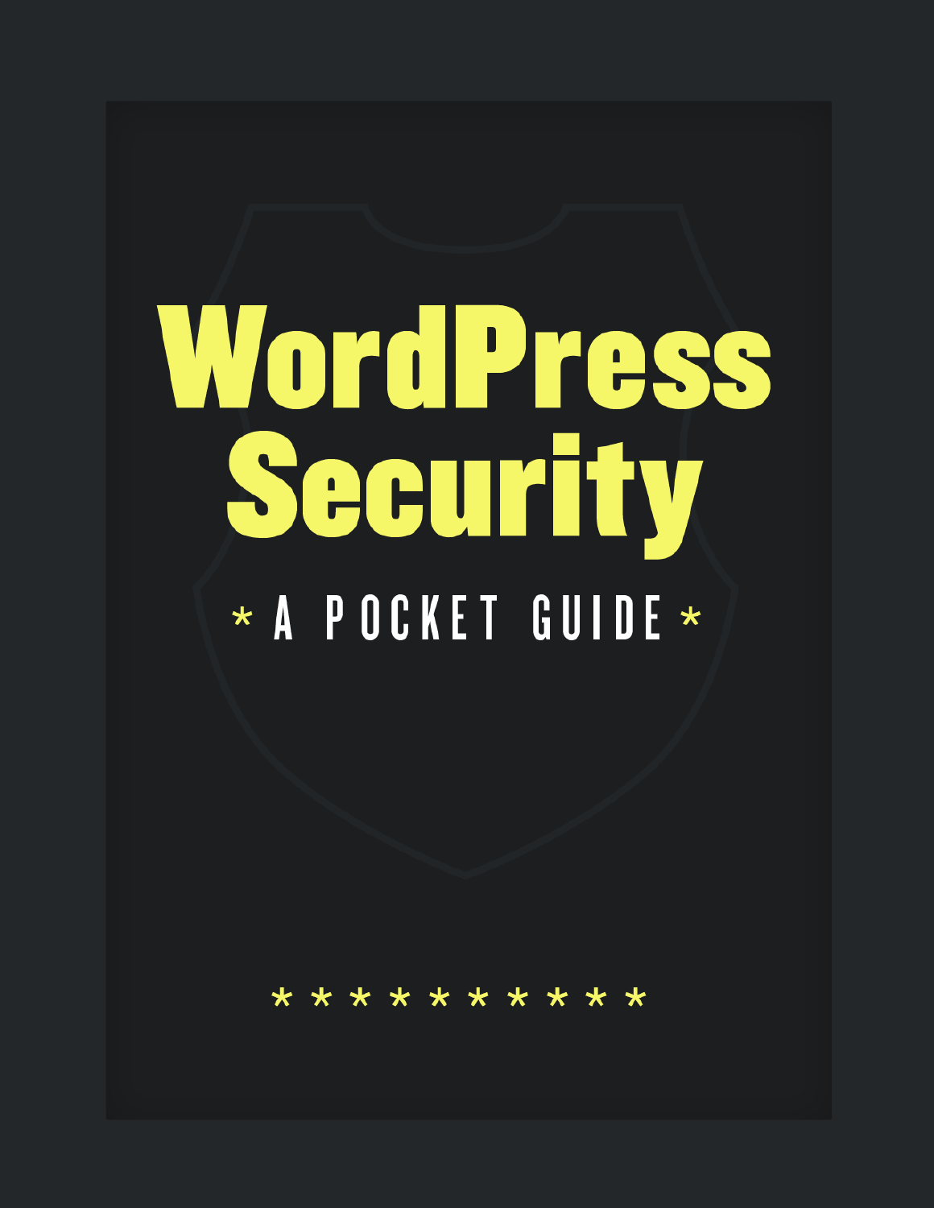# WordPress Security

* A POCKET GUIDE *

* * * * * * * * * *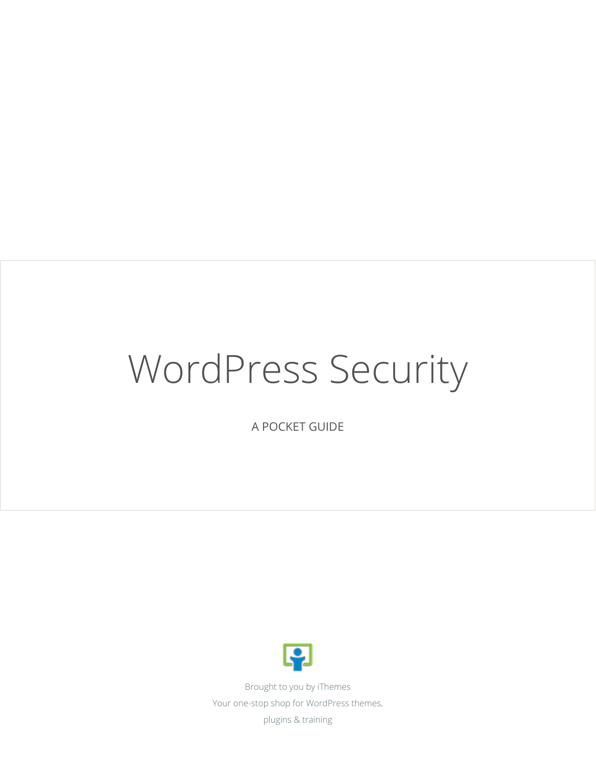# WordPress Security

A POCKET GUIDE

Brought to you by iThemes

Your one-stop shop for WordPress themes,

plugins & training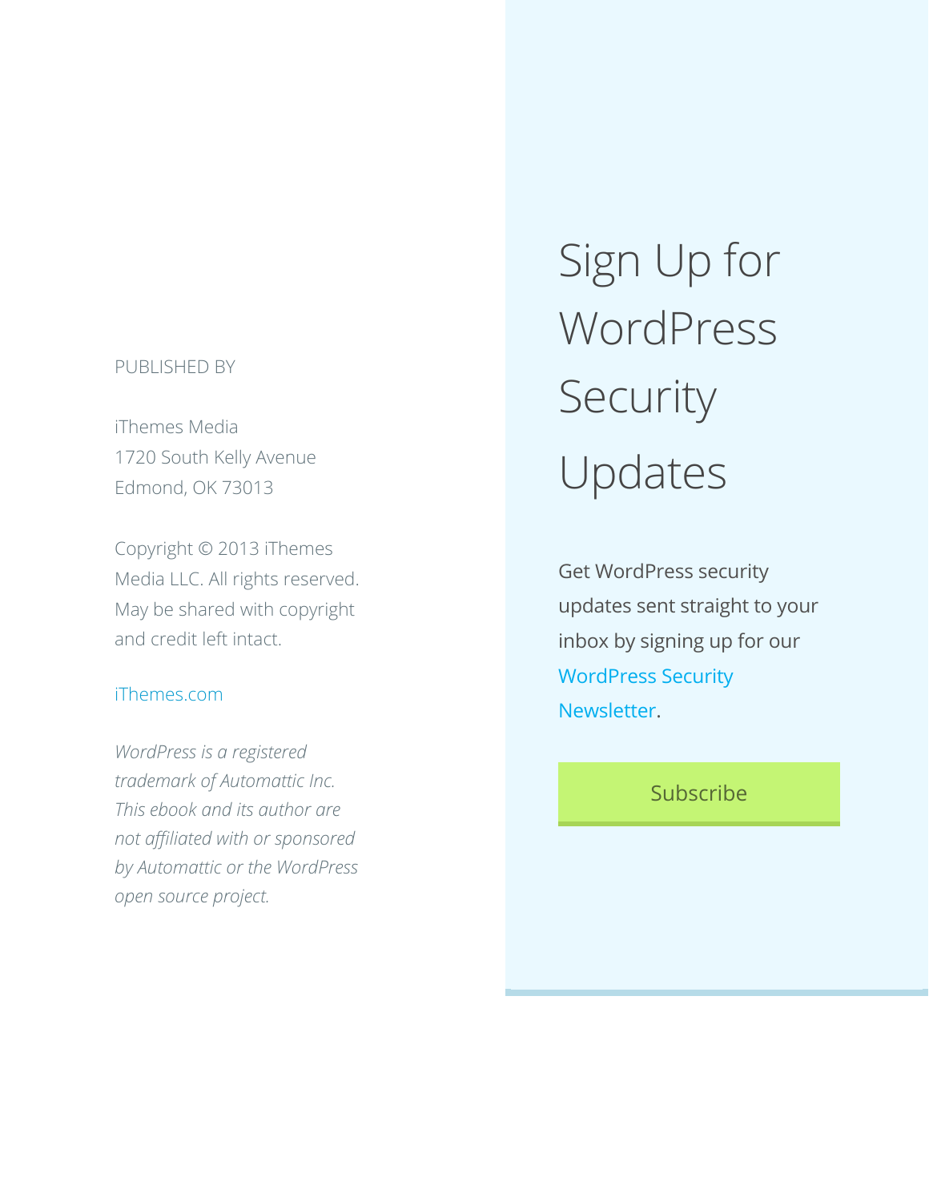PUBLISHED BY

iThemes Media
1720 South Kelly Avenue
Edmond, OK 73013

Copyright © 2013 iThemes Media LLC. All rights reserved. May be shared with copyright and credit left intact.

iThemes.com

*WordPress is a registered trademark of Automattic Inc. This ebook and its author are not affiliated with or sponsored by Automattic or the WordPress open source project.*

# Sign Up for WordPress Security Updates

Get WordPress security updates sent straight to your inbox by signing up for our WordPress Security Newsletter.

Subscribe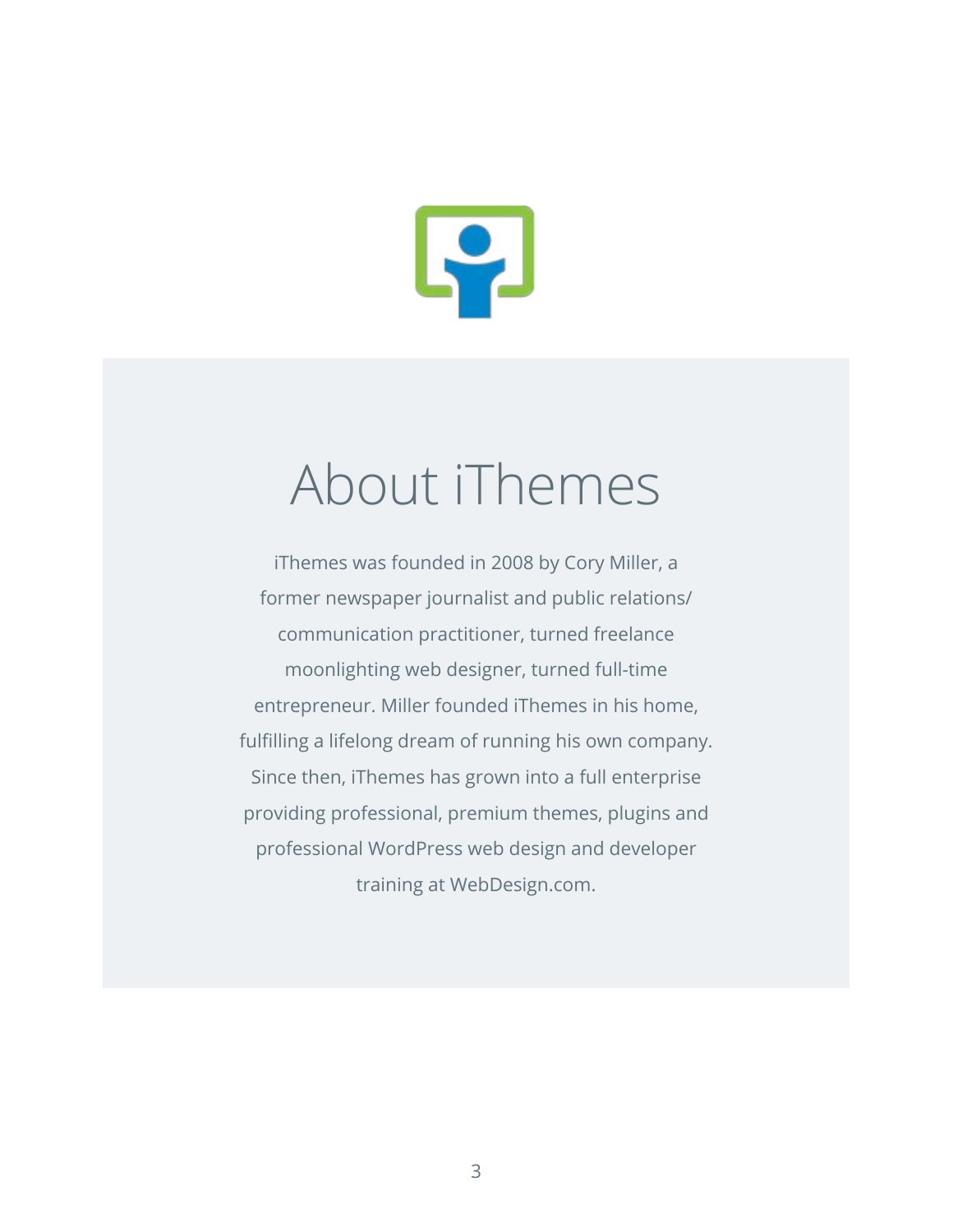# About iThemes

iThemes was founded in 2008 by Cory Miller, a former newspaper journalist and public relations/ communication practitioner, turned freelance moonlighting web designer, turned full-time entrepreneur. Miller founded iThemes in his home, fulfilling a lifelong dream of running his own company. Since then, iThemes has grown into a full enterprise providing professional, premium themes, plugins and professional WordPress web design and developer training at WebDesign.com.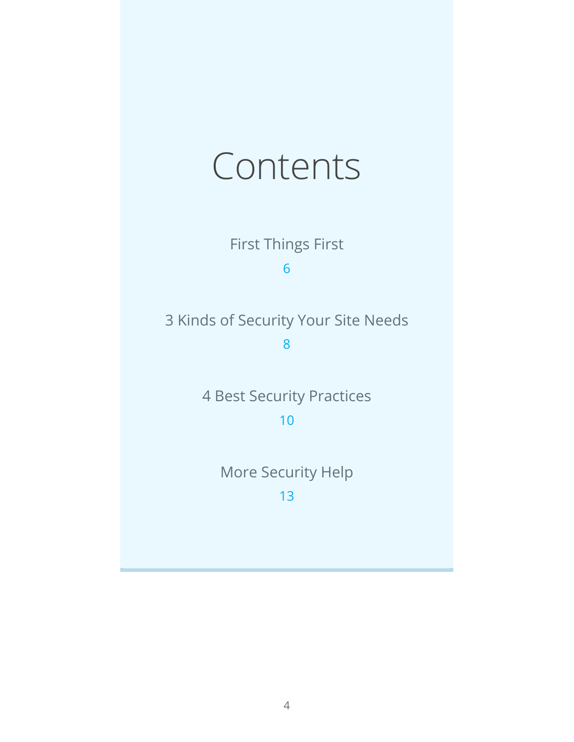# Contents

First Things First
6

3 Kinds of Security Your Site Needs
8

4 Best Security Practices
10

More Security Help
13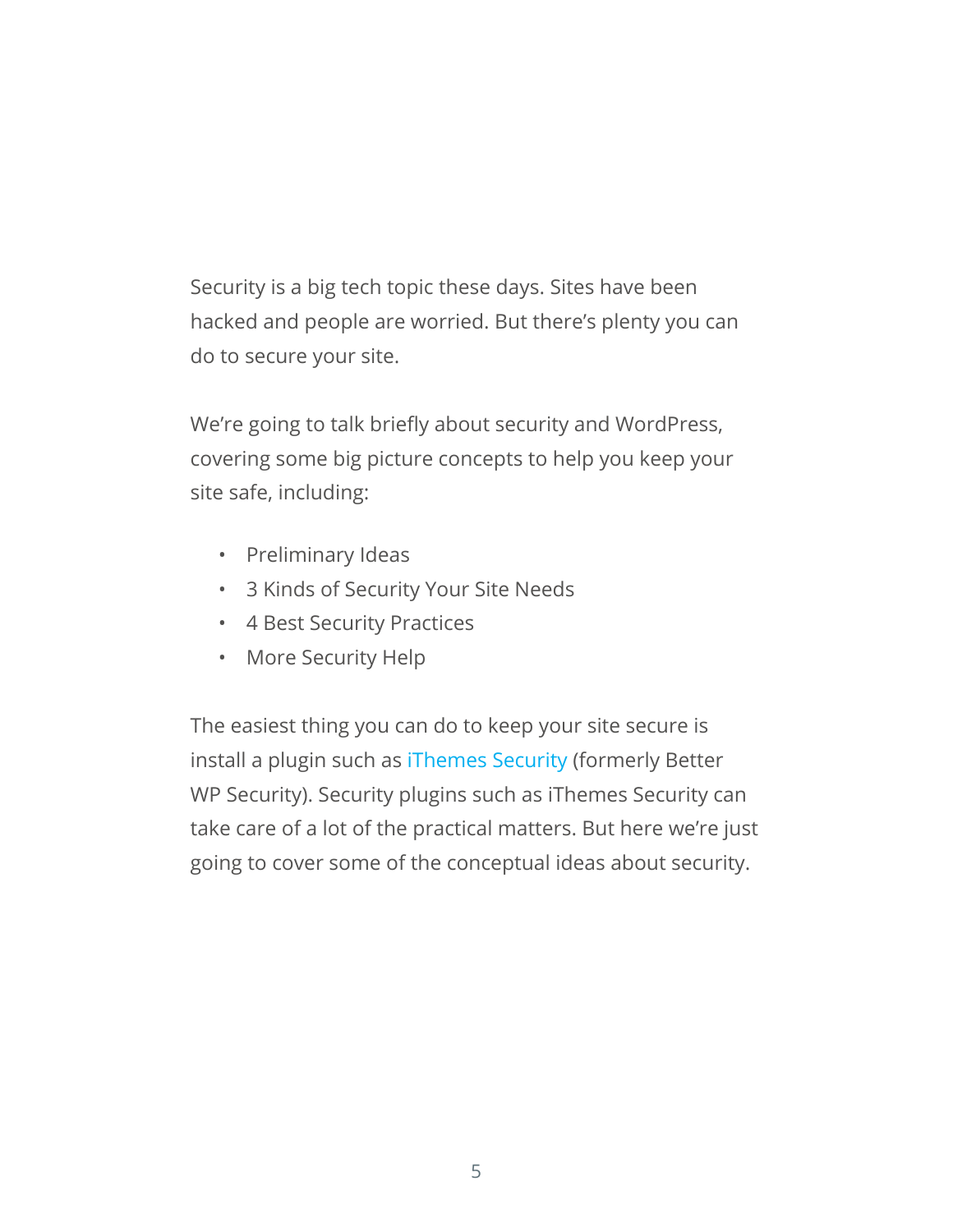Security is a big tech topic these days. Sites have been hacked and people are worried. But there's plenty you can do to secure your site.

We're going to talk briefly about security and WordPress, covering some big picture concepts to help you keep your site safe, including:

- Preliminary Ideas
- 3 Kinds of Security Your Site Needs
- 4 Best Security Practices
- More Security Help

The easiest thing you can do to keep your site secure is install a plugin such as iThemes Security (formerly Better WP Security). Security plugins such as iThemes Security can take care of a lot of the practical matters. But here we're just going to cover some of the conceptual ideas about security.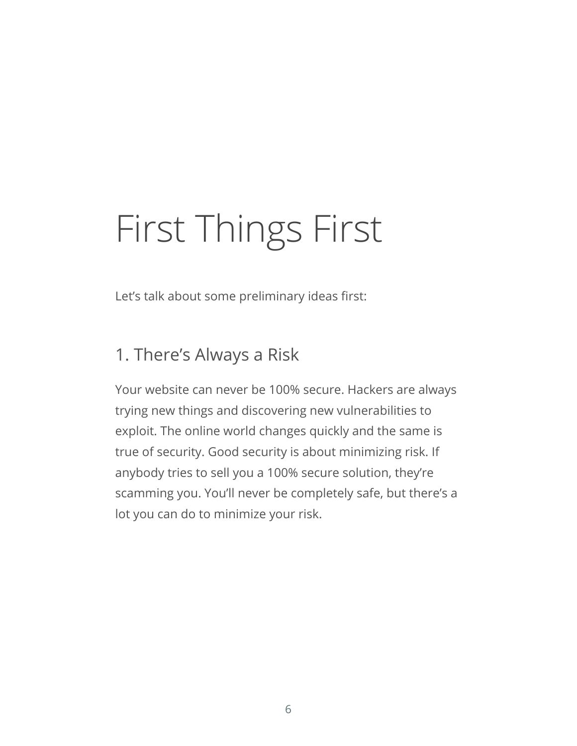# First Things First

Let's talk about some preliminary ideas first:

## 1. There's Always a Risk

Your website can never be 100% secure. Hackers are always trying new things and discovering new vulnerabilities to exploit. The online world changes quickly and the same is true of security. Good security is about minimizing risk. If anybody tries to sell you a 100% secure solution, they're scamming you. You'll never be completely safe, but there's a lot you can do to minimize your risk.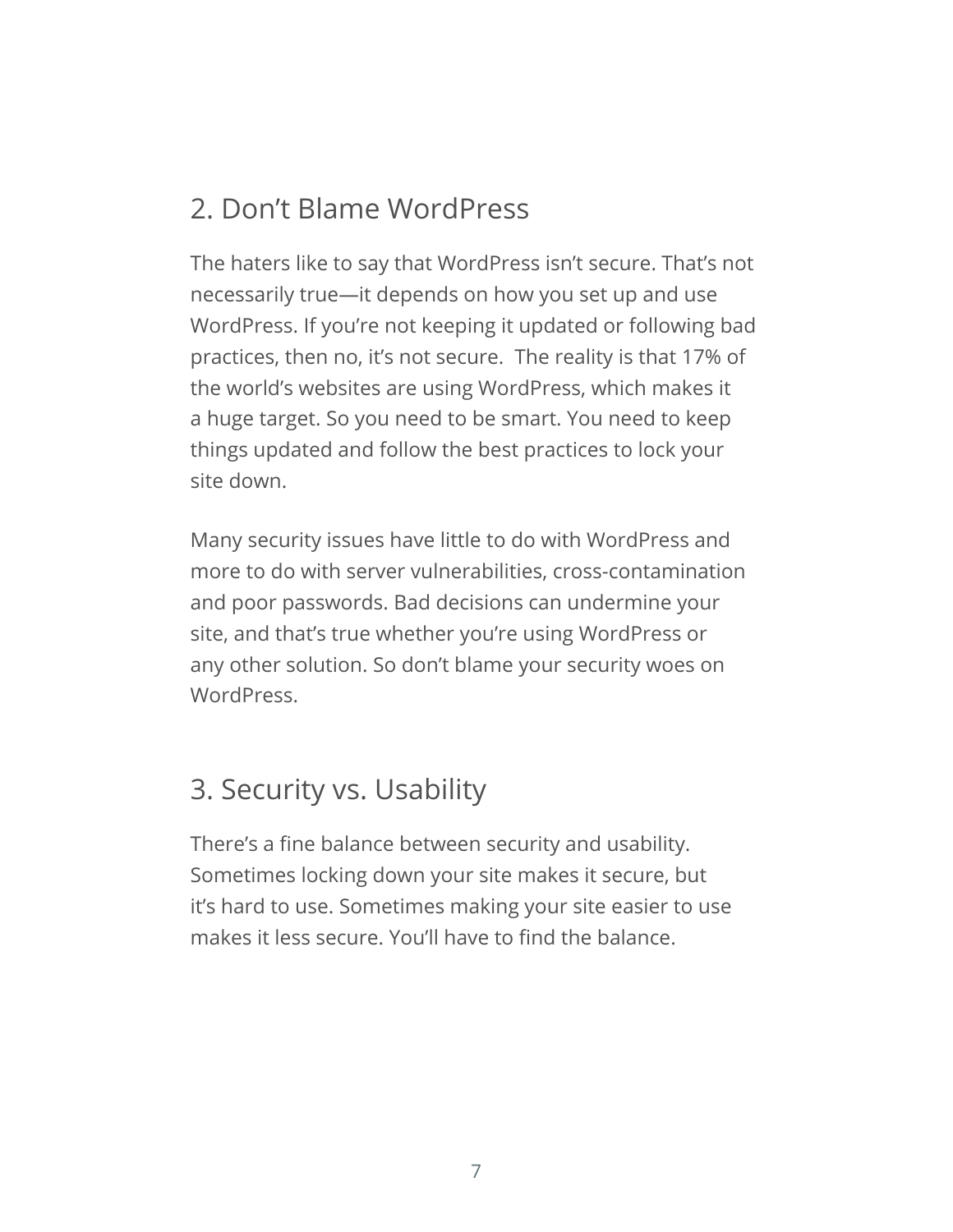## 2. Don't Blame WordPress

The haters like to say that WordPress isn't secure. That's not necessarily true—it depends on how you set up and use WordPress. If you're not keeping it updated or following bad practices, then no, it's not secure.  The reality is that 17% of the world's websites are using WordPress, which makes it a huge target. So you need to be smart. You need to keep things updated and follow the best practices to lock your site down.

Many security issues have little to do with WordPress and more to do with server vulnerabilities, cross-contamination and poor passwords. Bad decisions can undermine your site, and that's true whether you're using WordPress or any other solution. So don't blame your security woes on WordPress.

## 3. Security vs. Usability

There's a fine balance between security and usability. Sometimes locking down your site makes it secure, but it's hard to use. Sometimes making your site easier to use makes it less secure. You'll have to find the balance.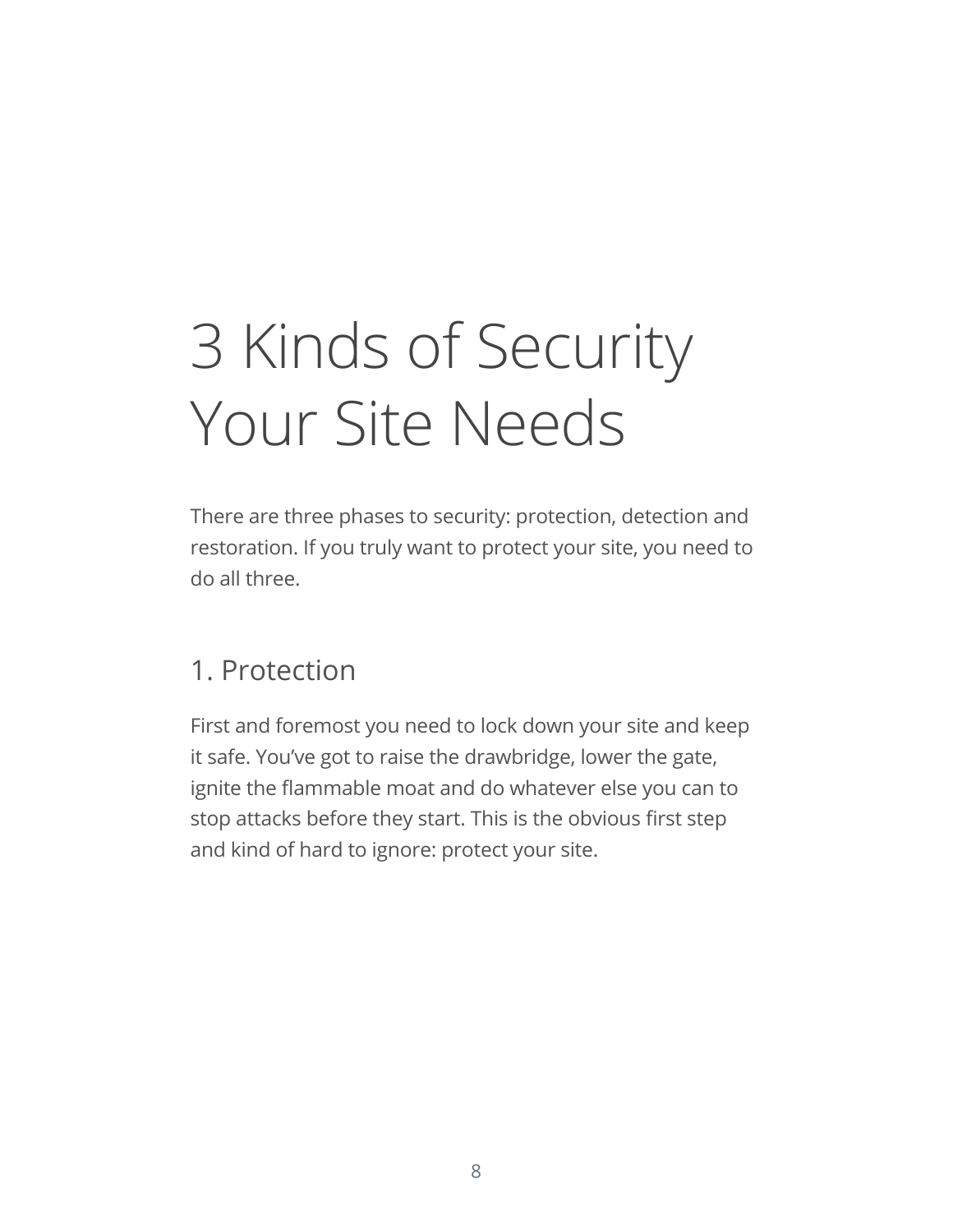# 3 Kinds of Security Your Site Needs

There are three phases to security: protection, detection and restoration. If you truly want to protect your site, you need to do all three.

## 1. Protection

First and foremost you need to lock down your site and keep it safe. You've got to raise the drawbridge, lower the gate, ignite the flammable moat and do whatever else you can to stop attacks before they start. This is the obvious first step and kind of hard to ignore: protect your site.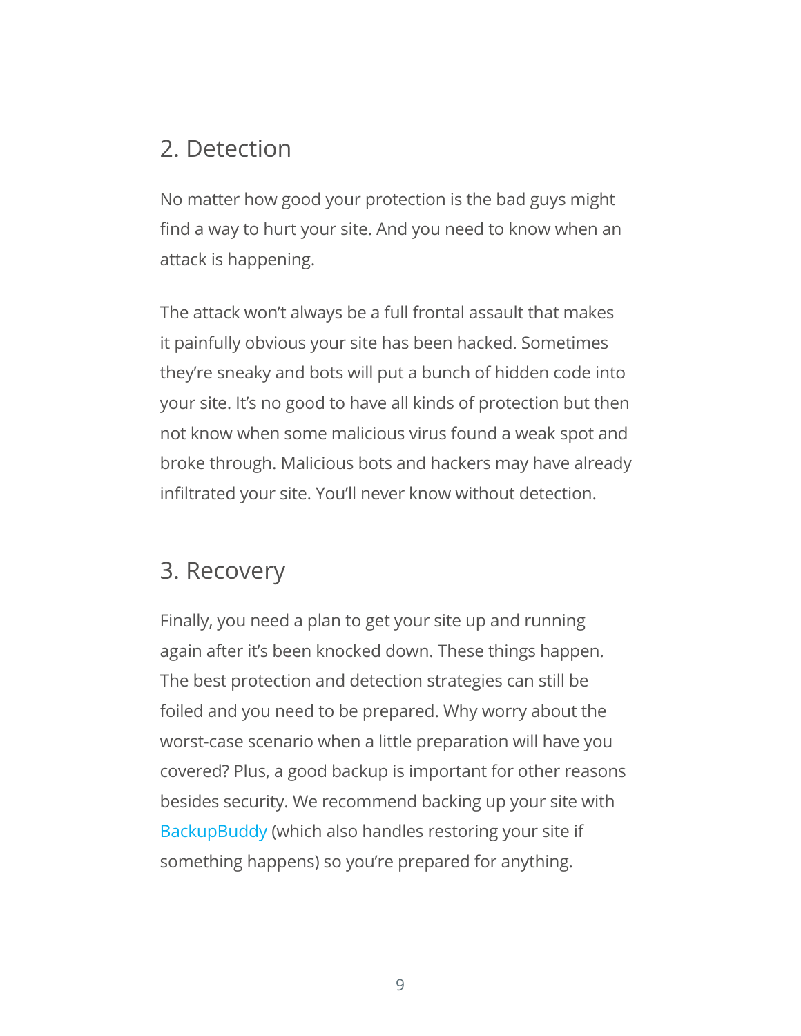## 2. Detection

No matter how good your protection is the bad guys might find a way to hurt your site. And you need to know when an attack is happening.

The attack won't always be a full frontal assault that makes it painfully obvious your site has been hacked. Sometimes they're sneaky and bots will put a bunch of hidden code into your site. It's no good to have all kinds of protection but then not know when some malicious virus found a weak spot and broke through. Malicious bots and hackers may have already infiltrated your site. You'll never know without detection.

## 3. Recovery

Finally, you need a plan to get your site up and running again after it's been knocked down. These things happen. The best protection and detection strategies can still be foiled and you need to be prepared. Why worry about the worst-case scenario when a little preparation will have you covered? Plus, a good backup is important for other reasons besides security. We recommend backing up your site with BackupBuddy (which also handles restoring your site if something happens) so you're prepared for anything.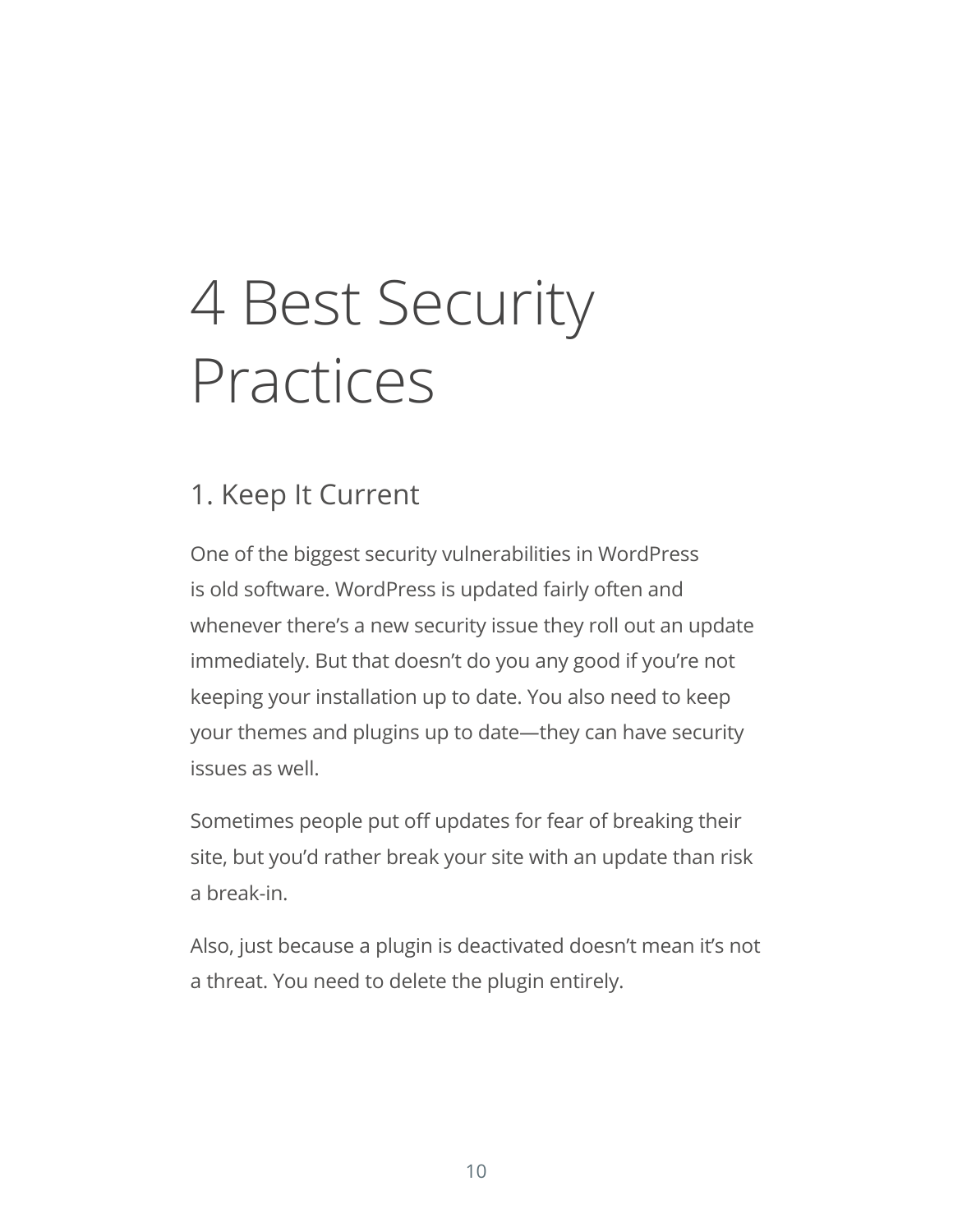# 4 Best Security Practices

## 1. Keep It Current

One of the biggest security vulnerabilities in WordPress is old software. WordPress is updated fairly often and whenever there's a new security issue they roll out an update immediately. But that doesn't do you any good if you're not keeping your installation up to date. You also need to keep your themes and plugins up to date—they can have security issues as well.

Sometimes people put off updates for fear of breaking their site, but you'd rather break your site with an update than risk a break-in.

Also, just because a plugin is deactivated doesn't mean it's not a threat. You need to delete the plugin entirely.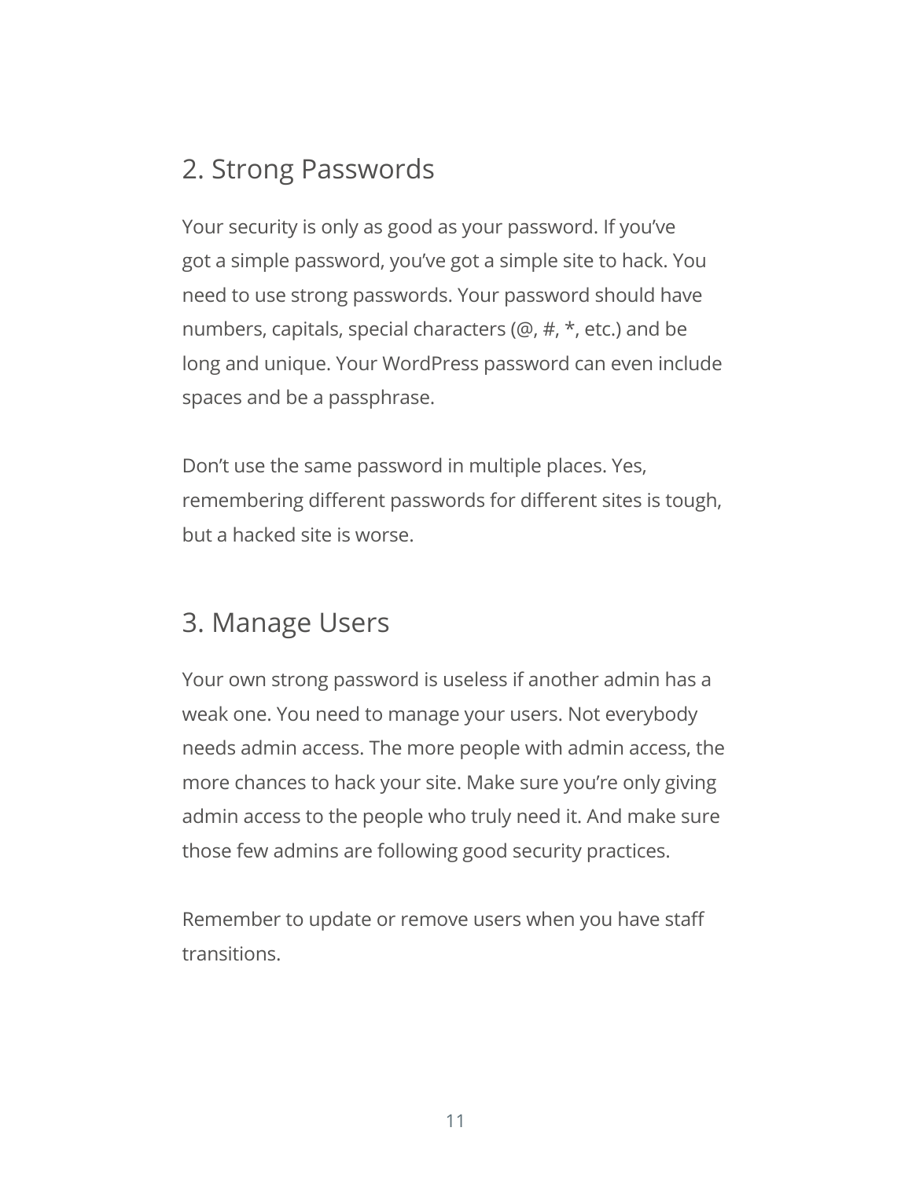## 2. Strong Passwords

Your security is only as good as your password. If you've got a simple password, you've got a simple site to hack. You need to use strong passwords. Your password should have numbers, capitals, special characters (@, #, *, etc.) and be long and unique. Your WordPress password can even include spaces and be a passphrase.

Don't use the same password in multiple places. Yes, remembering different passwords for different sites is tough, but a hacked site is worse.

## 3. Manage Users

Your own strong password is useless if another admin has a weak one. You need to manage your users. Not everybody needs admin access. The more people with admin access, the more chances to hack your site. Make sure you're only giving admin access to the people who truly need it. And make sure those few admins are following good security practices.

Remember to update or remove users when you have staff transitions.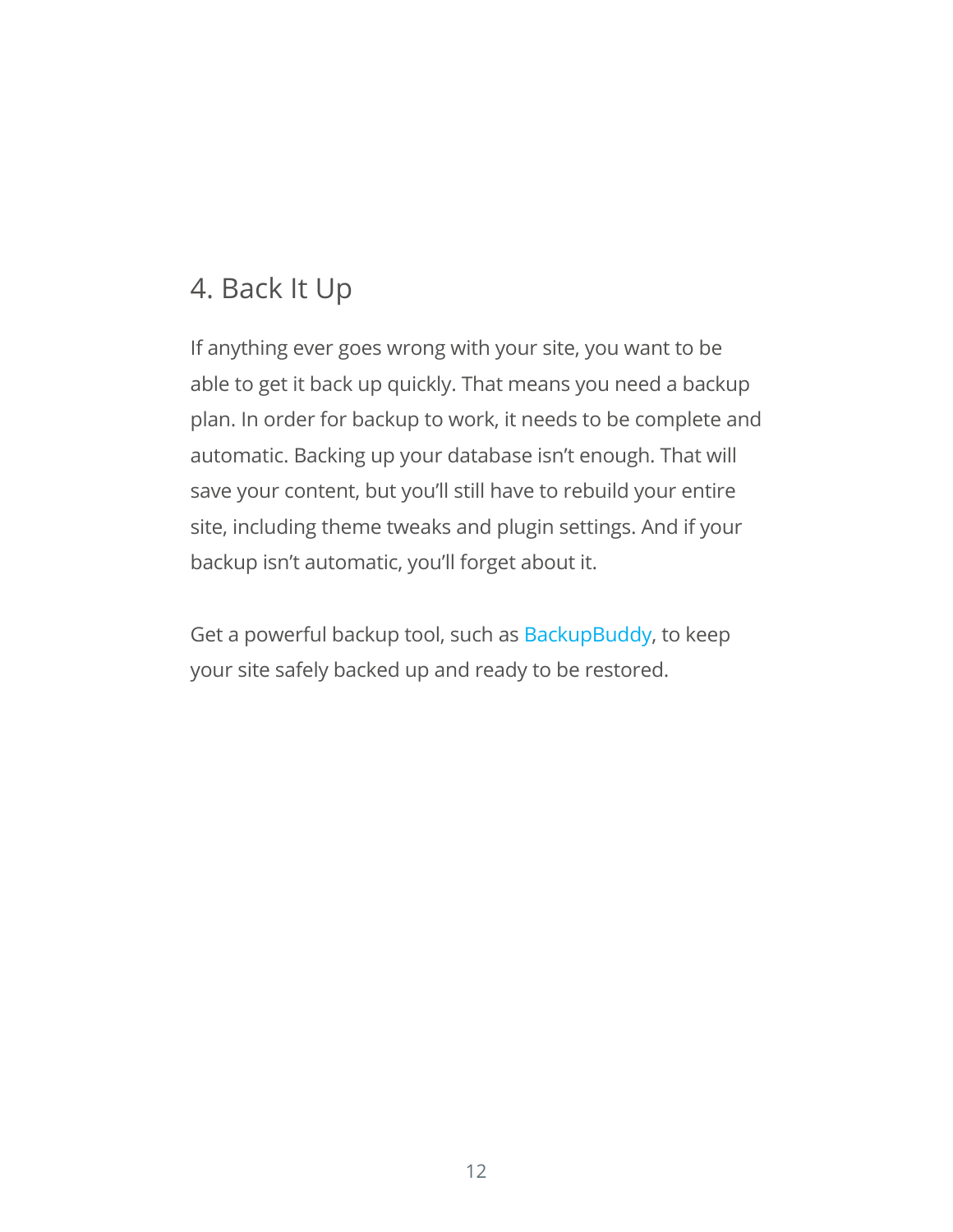## 4. Back It Up

If anything ever goes wrong with your site, you want to be able to get it back up quickly. That means you need a backup plan. In order for backup to work, it needs to be complete and automatic. Backing up your database isn't enough. That will save your content, but you'll still have to rebuild your entire site, including theme tweaks and plugin settings. And if your backup isn't automatic, you'll forget about it.

Get a powerful backup tool, such as BackupBuddy, to keep your site safely backed up and ready to be restored.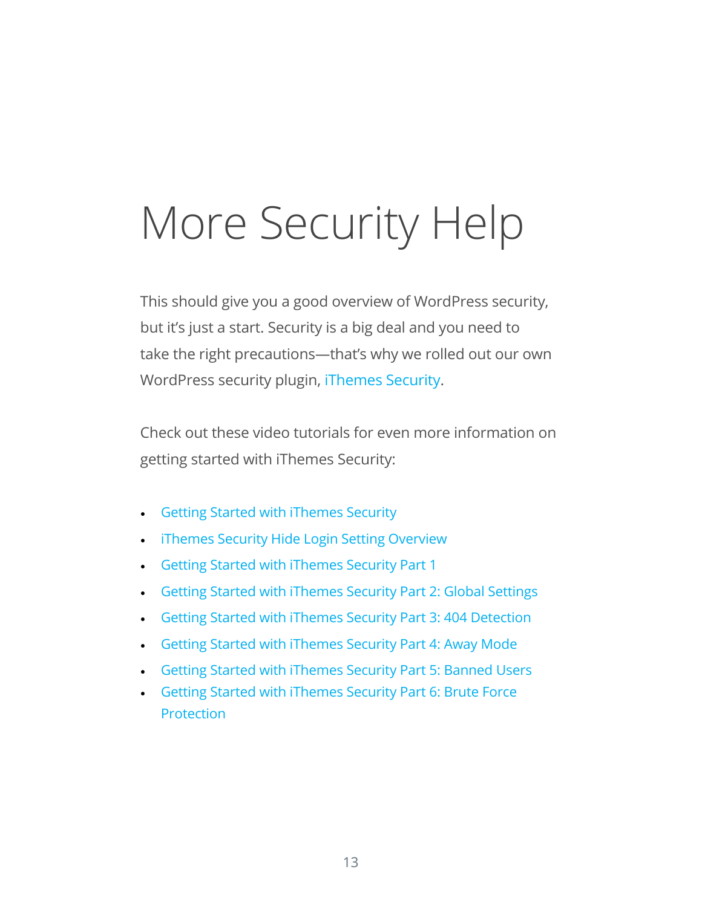# More Security Help

This should give you a good overview of WordPress security, but it's just a start. Security is a big deal and you need to take the right precautions—that's why we rolled out our own WordPress security plugin, iThemes Security.

Check out these video tutorials for even more information on getting started with iThemes Security:

- Getting Started with iThemes Security
- iThemes Security Hide Login Setting Overview
- Getting Started with iThemes Security Part 1
- Getting Started with iThemes Security Part 2: Global Settings
- Getting Started with iThemes Security Part 3: 404 Detection
- Getting Started with iThemes Security Part 4: Away Mode
- Getting Started with iThemes Security Part 5: Banned Users
- Getting Started with iThemes Security Part 6: Brute Force Protection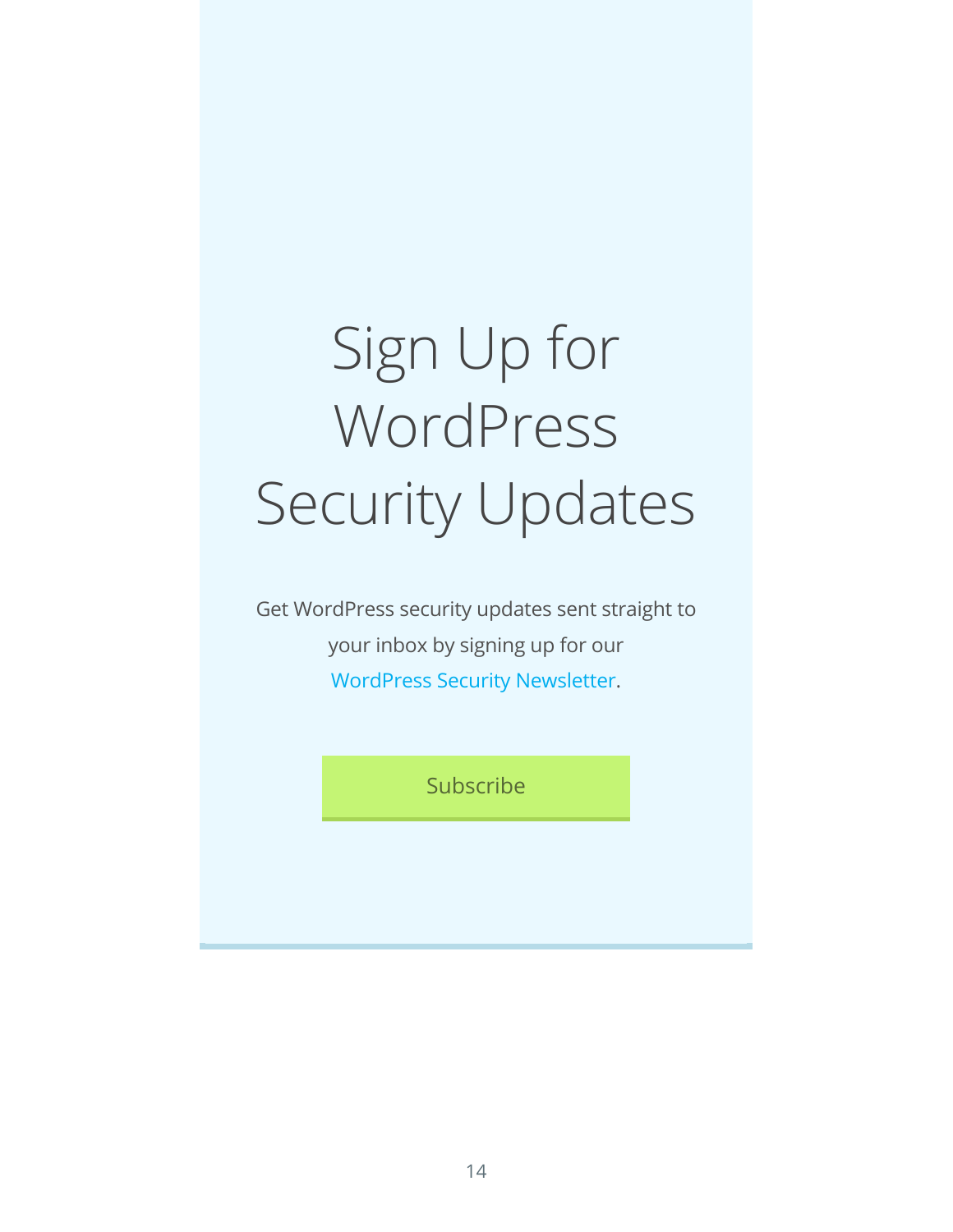# Sign Up for WordPress Security Updates

Get WordPress security updates sent straight to your inbox by signing up for our WordPress Security Newsletter.

Subscribe